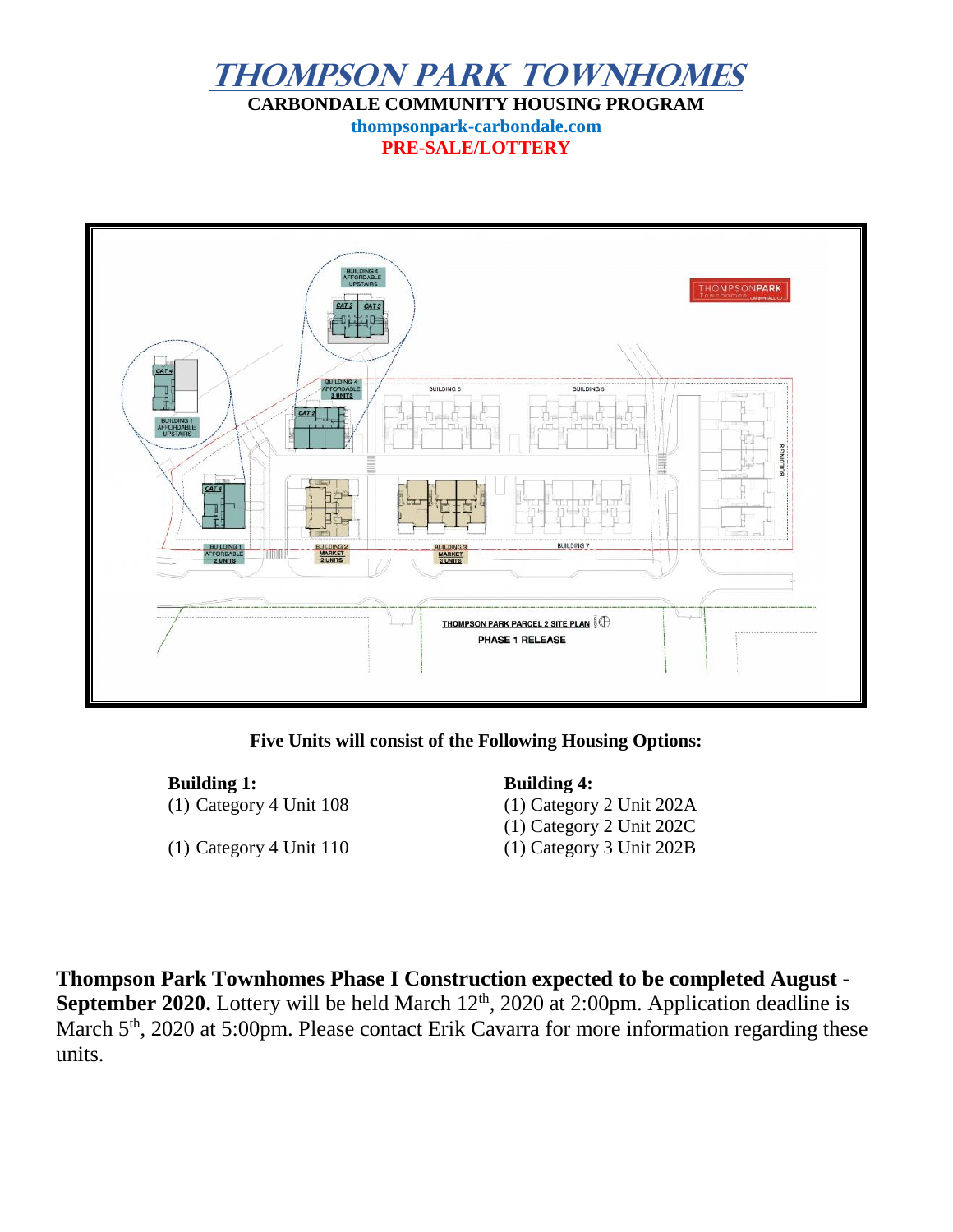# THOMPSON PARK TOWNHOMES

**CARBONDALE COMMUNITY HOUSING PROGRAM**

**thompsonpark-carbondale.com**

**PRE-SALE/LOTTERY**

**Five Units will consist of the Following Housing Options:**

**Building 1:**
(1) Category 4 Unit 108
(1) Category 4 Unit 110

**Building 4:**
(1) Category 2 Unit 202A
(1) Category 2 Unit 202C
(1) Category 3 Unit 202B

**Thompson Park Townhomes Phase I Construction expected to be completed August - September 2020.** Lottery will be held March 12th, 2020 at 2:00pm. Application deadline is March 5th, 2020 at 5:00pm. Please contact Erik Cavarra for more information regarding these units.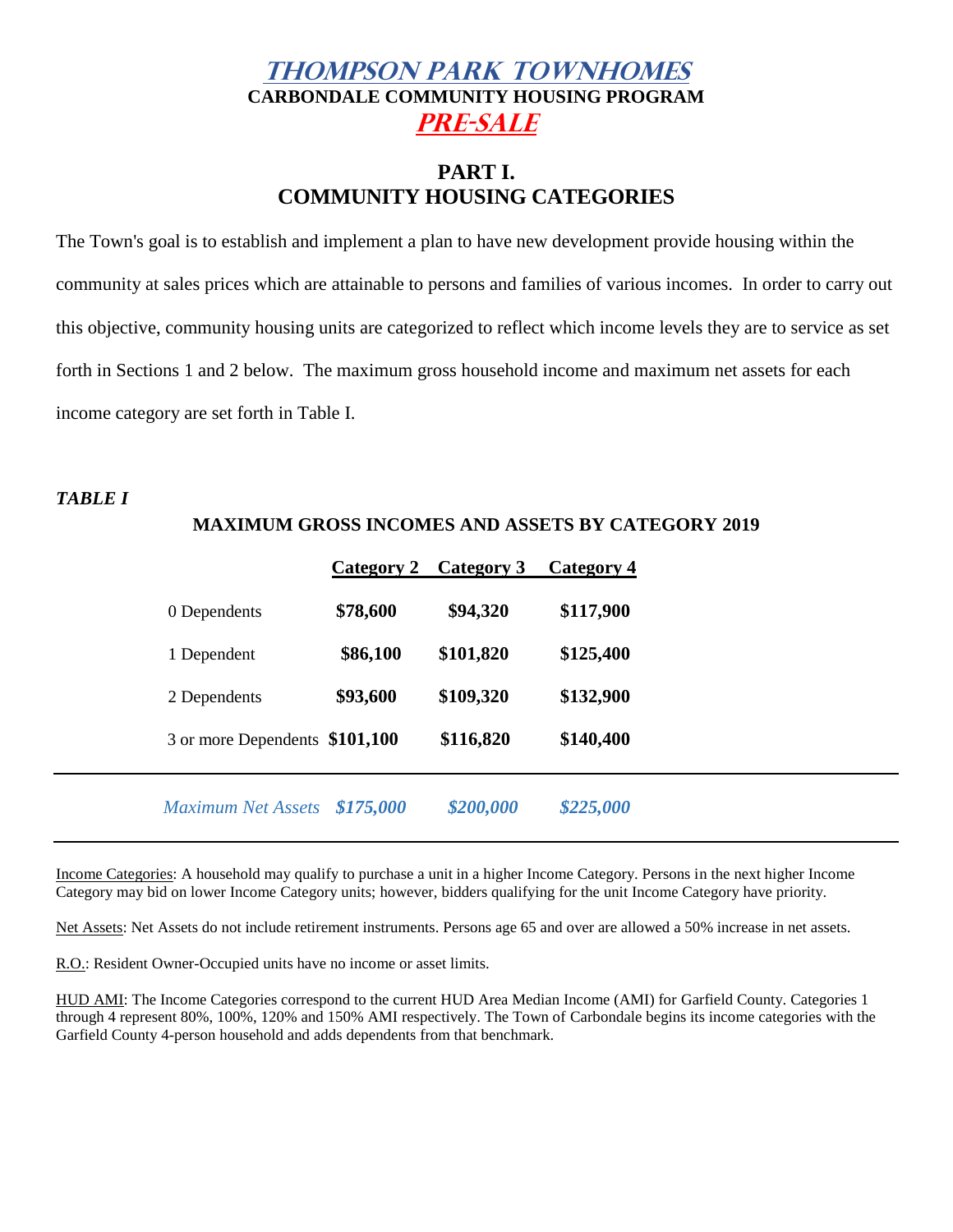# *THOMPSON PARK TOWNHOMES*

**CARBONDALE COMMUNITY HOUSING PROGRAM**

***PRE-SALE***

## PART I.
## COMMUNITY HOUSING CATEGORIES

The Town's goal is to establish and implement a plan to have new development provide housing within the community at sales prices which are attainable to persons and families of various incomes. In order to carry out this objective, community housing units are categorized to reflect which income levels they are to service as set forth in Sections 1 and 2 below. The maximum gross household income and maximum net assets for each income category are set forth in Table I.

***TABLE I***

**MAXIMUM GROSS INCOMES AND ASSETS BY CATEGORY 2019**

| | Category 2 | Category 3 | Category 4 |
|---|---|---|---|
| 0 Dependents | $78,600 | $94,320 | $117,900 |
| 1 Dependent | $86,100 | $101,820 | $125,400 |
| 2 Dependents | $93,600 | $109,320 | $132,900 |
| 3 or more Dependents | $101,100 | $116,820 | $140,400 |
| *Maximum Net Assets* | *$175,000* | *$200,000* | *$225,000* |

Income Categories: A household may qualify to purchase a unit in a higher Income Category. Persons in the next higher Income Category may bid on lower Income Category units; however, bidders qualifying for the unit Income Category have priority.

Net Assets: Net Assets do not include retirement instruments. Persons age 65 and over are allowed a 50% increase in net assets.

R.O.: Resident Owner-Occupied units have no income or asset limits.

HUD AMI: The Income Categories correspond to the current HUD Area Median Income (AMI) for Garfield County. Categories 1 through 4 represent 80%, 100%, 120% and 150% AMI respectively. The Town of Carbondale begins its income categories with the Garfield County 4-person household and adds dependents from that benchmark.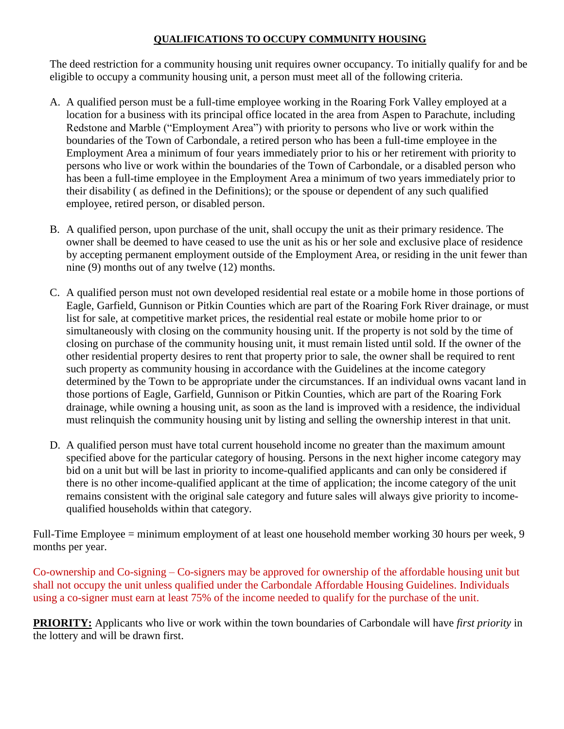## QUALIFICATIONS TO OCCUPY COMMUNITY HOUSING

The deed restriction for a community housing unit requires owner occupancy. To initially qualify for and be eligible to occupy a community housing unit, a person must meet all of the following criteria.

A. A qualified person must be a full-time employee working in the Roaring Fork Valley employed at a location for a business with its principal office located in the area from Aspen to Parachute, including Redstone and Marble ("Employment Area") with priority to persons who live or work within the boundaries of the Town of Carbondale, a retired person who has been a full-time employee in the Employment Area a minimum of four years immediately prior to his or her retirement with priority to persons who live or work within the boundaries of the Town of Carbondale, or a disabled person who has been a full-time employee in the Employment Area a minimum of two years immediately prior to their disability ( as defined in the Definitions); or the spouse or dependent of any such qualified employee, retired person, or disabled person.

B. A qualified person, upon purchase of the unit, shall occupy the unit as their primary residence. The owner shall be deemed to have ceased to use the unit as his or her sole and exclusive place of residence by accepting permanent employment outside of the Employment Area, or residing in the unit fewer than nine (9) months out of any twelve (12) months.

C. A qualified person must not own developed residential real estate or a mobile home in those portions of Eagle, Garfield, Gunnison or Pitkin Counties which are part of the Roaring Fork River drainage, or must list for sale, at competitive market prices, the residential real estate or mobile home prior to or simultaneously with closing on the community housing unit. If the property is not sold by the time of closing on purchase of the community housing unit, it must remain listed until sold. If the owner of the other residential property desires to rent that property prior to sale, the owner shall be required to rent such property as community housing in accordance with the Guidelines at the income category determined by the Town to be appropriate under the circumstances. If an individual owns vacant land in those portions of Eagle, Garfield, Gunnison or Pitkin Counties, which are part of the Roaring Fork drainage, while owning a housing unit, as soon as the land is improved with a residence, the individual must relinquish the community housing unit by listing and selling the ownership interest in that unit.

D. A qualified person must have total current household income no greater than the maximum amount specified above for the particular category of housing. Persons in the next higher income category may bid on a unit but will be last in priority to income-qualified applicants and can only be considered if there is no other income-qualified applicant at the time of application; the income category of the unit remains consistent with the original sale category and future sales will always give priority to income-qualified households within that category.

Full-Time Employee = minimum employment of at least one household member working 30 hours per week, 9 months per year.

Co-ownership and Co-signing – Co-signers may be approved for ownership of the affordable housing unit but shall not occupy the unit unless qualified under the Carbondale Affordable Housing Guidelines. Individuals using a co-signer must earn at least 75% of the income needed to qualify for the purchase of the unit.

**PRIORITY:** Applicants who live or work within the town boundaries of Carbondale will have *first priority* in the lottery and will be drawn first.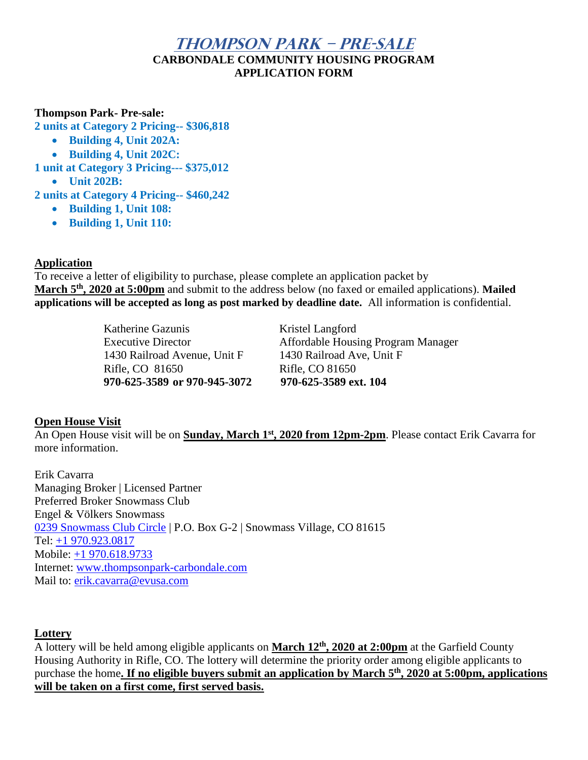# Thompson Park – Pre-Sale

## CARBONDALE COMMUNITY HOUSING PROGRAM
## APPLICATION FORM

**Thompson Park- Pre-sale:**

**2 units at Category 2 Pricing-- $306,818**

- **Building 4, Unit 202A:**
- **Building 4, Unit 202C:**

**1 unit at Category 3 Pricing--- $375,012**

- **Unit 202B:**

**2 units at Category 4 Pricing-- $460,242**

- **Building 1, Unit 108:**
- **Building 1, Unit 110:**

### Application

To receive a letter of eligibility to purchase, please complete an application packet by **March 5th, 2020 at 5:00pm** and submit to the address below (no faxed or emailed applications). **Mailed applications will be accepted as long as post marked by deadline date.** All information is confidential.

Katherine Gazunis
Executive Director
1430 Railroad Avenue, Unit F
Rifle, CO 81650
**970-625-3589 or 970-945-3072**

Kristel Langford
Affordable Housing Program Manager
1430 Railroad Ave, Unit F
Rifle, CO 81650
**970-625-3589 ext. 104**

### Open House Visit

An Open House visit will be on **Sunday, March 1st, 2020 from 12pm-2pm**. Please contact Erik Cavarra for more information.

Erik Cavarra
Managing Broker | Licensed Partner
Preferred Broker Snowmass Club
Engel & Völkers Snowmass
0239 Snowmass Club Circle | P.O. Box G-2 | Snowmass Village, CO 81615
Tel: +1 970.923.0817
Mobile: +1 970.618.9733
Internet: www.thompsonpark-carbondale.com
Mail to: erik.cavarra@evusa.com

### Lottery

A lottery will be held among eligible applicants on **March 12th, 2020 at 2:00pm** at the Garfield County Housing Authority in Rifle, CO. The lottery will determine the priority order among eligible applicants to purchase the home**. If no eligible buyers submit an application by March 5th, 2020 at 5:00pm, applications will be taken on a first come, first served basis.**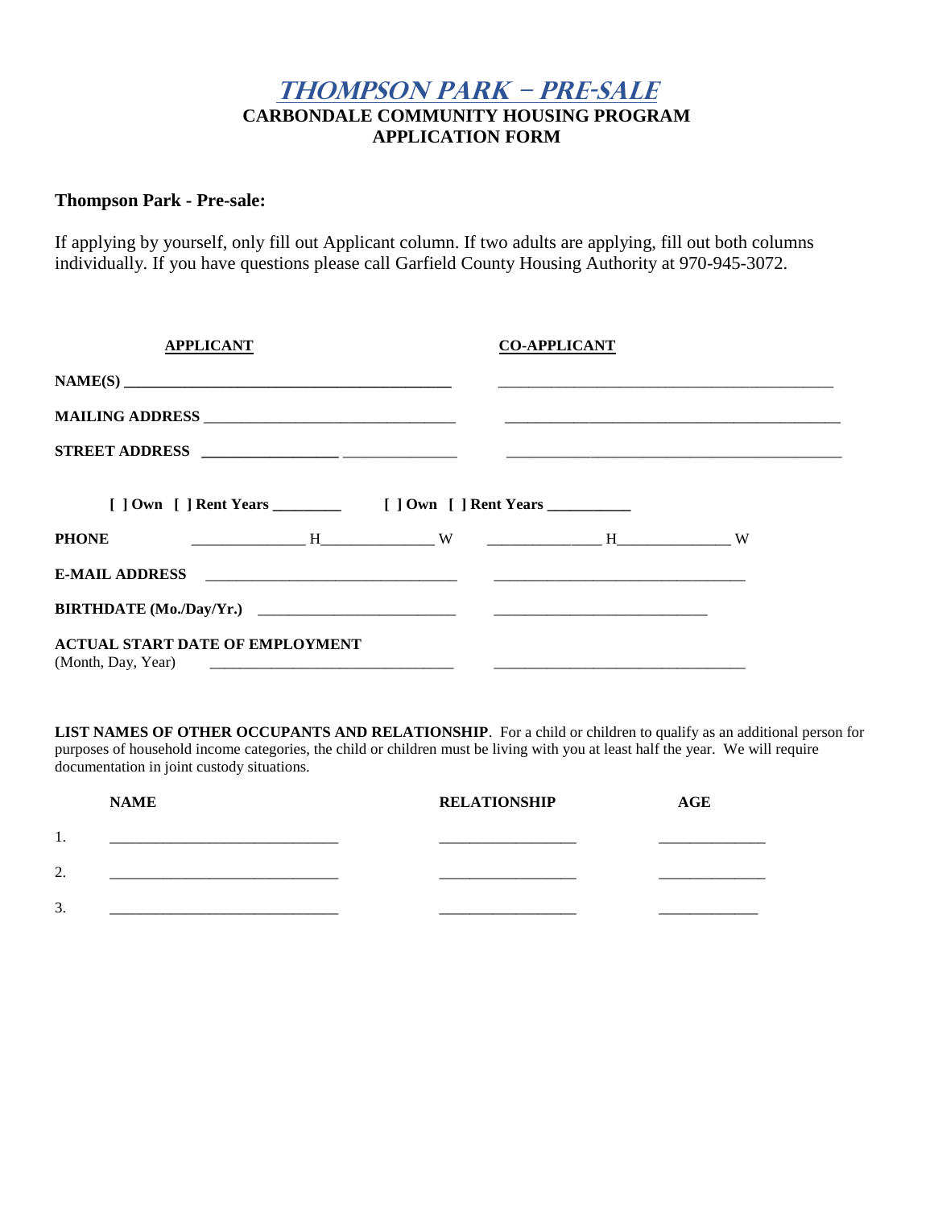# *Thompson Park – Pre-Sale*

## CARBONDALE COMMUNITY HOUSING PROGRAM
## APPLICATION FORM

**Thompson Park - Pre-sale:**

If applying by yourself, only fill out Applicant column. If two adults are applying, fill out both columns individually. If you have questions please call Garfield County Housing Authority at 970-945-3072.

| | **APPLICANT** | **CO-APPLICANT** |
|---|---|---|
| **NAME(S)** | ________________________ | ________________________ |
| **MAILING ADDRESS** | ________________________ | ________________________ |
| **STREET ADDRESS** | ____________ ____________ | ________________________ |
| | [ ] Own [ ] Rent Years ________ | [ ] Own [ ] Rent Years __________ |
| **PHONE** | ____________ H ____________ W | ____________ H ____________ W |
| **E-MAIL ADDRESS** | ________________________ | ________________________ |
| **BIRTHDATE (Mo./Day/Yr.)** | ________________________ | ________________________ |
| **ACTUAL START DATE OF EMPLOYMENT** (Month, Day, Year) | ________________________ | ________________________ |

**LIST NAMES OF OTHER OCCUPANTS AND RELATIONSHIP**. For a child or children to qualify as an additional person for purposes of household income categories, the child or children must be living with you at least half the year. We will require documentation in joint custody situations.

| | **NAME** | **RELATIONSHIP** | **AGE** |
|---|---|---|---|
| 1. | ________________________ | ______________ | ___________ |
| 2. | ________________________ | ______________ | ___________ |
| 3. | ________________________ | ______________ | ___________ |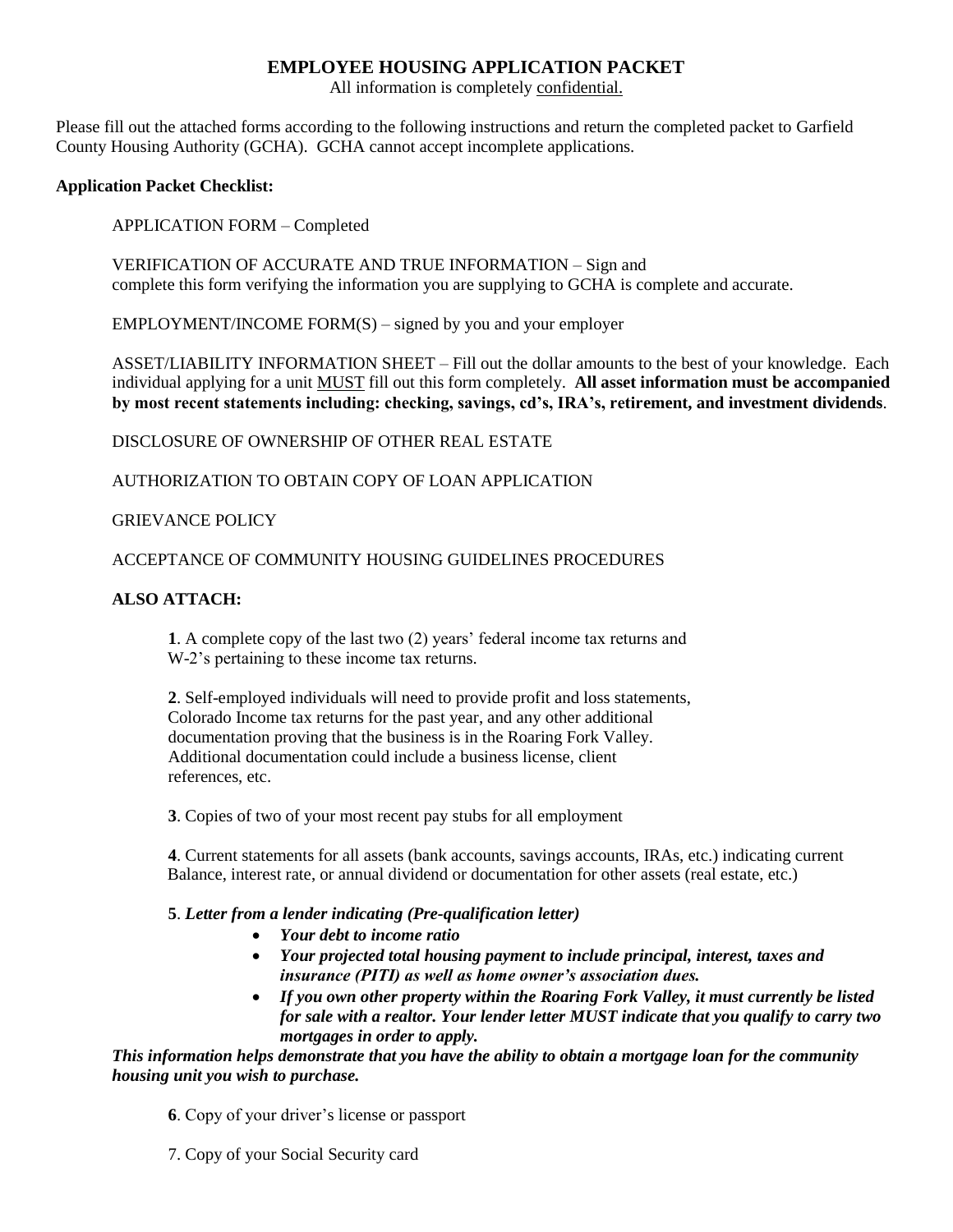# EMPLOYEE HOUSING APPLICATION PACKET

All information is completely <u>confidential.</u>

Please fill out the attached forms according to the following instructions and return the completed packet to Garfield County Housing Authority (GCHA). GCHA cannot accept incomplete applications.

**Application Packet Checklist:**

APPLICATION FORM – Completed

VERIFICATION OF ACCURATE AND TRUE INFORMATION – Sign and complete this form verifying the information you are supplying to GCHA is complete and accurate.

EMPLOYMENT/INCOME FORM(S) – signed by you and your employer

ASSET/LIABILITY INFORMATION SHEET – Fill out the dollar amounts to the best of your knowledge. Each individual applying for a unit <u>MUST</u> fill out this form completely. **All asset information must be accompanied by most recent statements including: checking, savings, cd's, IRA's, retirement, and investment dividends**.

DISCLOSURE OF OWNERSHIP OF OTHER REAL ESTATE

AUTHORIZATION TO OBTAIN COPY OF LOAN APPLICATION

GRIEVANCE POLICY

ACCEPTANCE OF COMMUNITY HOUSING GUIDELINES PROCEDURES

**ALSO ATTACH:**

**1**. A complete copy of the last two (2) years' federal income tax returns and W-2's pertaining to these income tax returns.

**2**. Self-employed individuals will need to provide profit and loss statements, Colorado Income tax returns for the past year, and any other additional documentation proving that the business is in the Roaring Fork Valley. Additional documentation could include a business license, client references, etc.

**3**. Copies of two of your most recent pay stubs for all employment

**4**. Current statements for all assets (bank accounts, savings accounts, IRAs, etc.) indicating current Balance, interest rate, or annual dividend or documentation for other assets (real estate, etc.)

**5**. ***Letter from a lender indicating (Pre-qualification letter)***

- ***Your debt to income ratio***
- ***Your projected total housing payment to include principal, interest, taxes and insurance (PITI) as well as home owner's association dues.***
- ***If you own other property within the Roaring Fork Valley, it must currently be listed for sale with a realtor. Your lender letter MUST indicate that you qualify to carry two mortgages in order to apply.***

***This information helps demonstrate that you have the ability to obtain a mortgage loan for the community housing unit you wish to purchase.***

**6**. Copy of your driver's license or passport

7. Copy of your Social Security card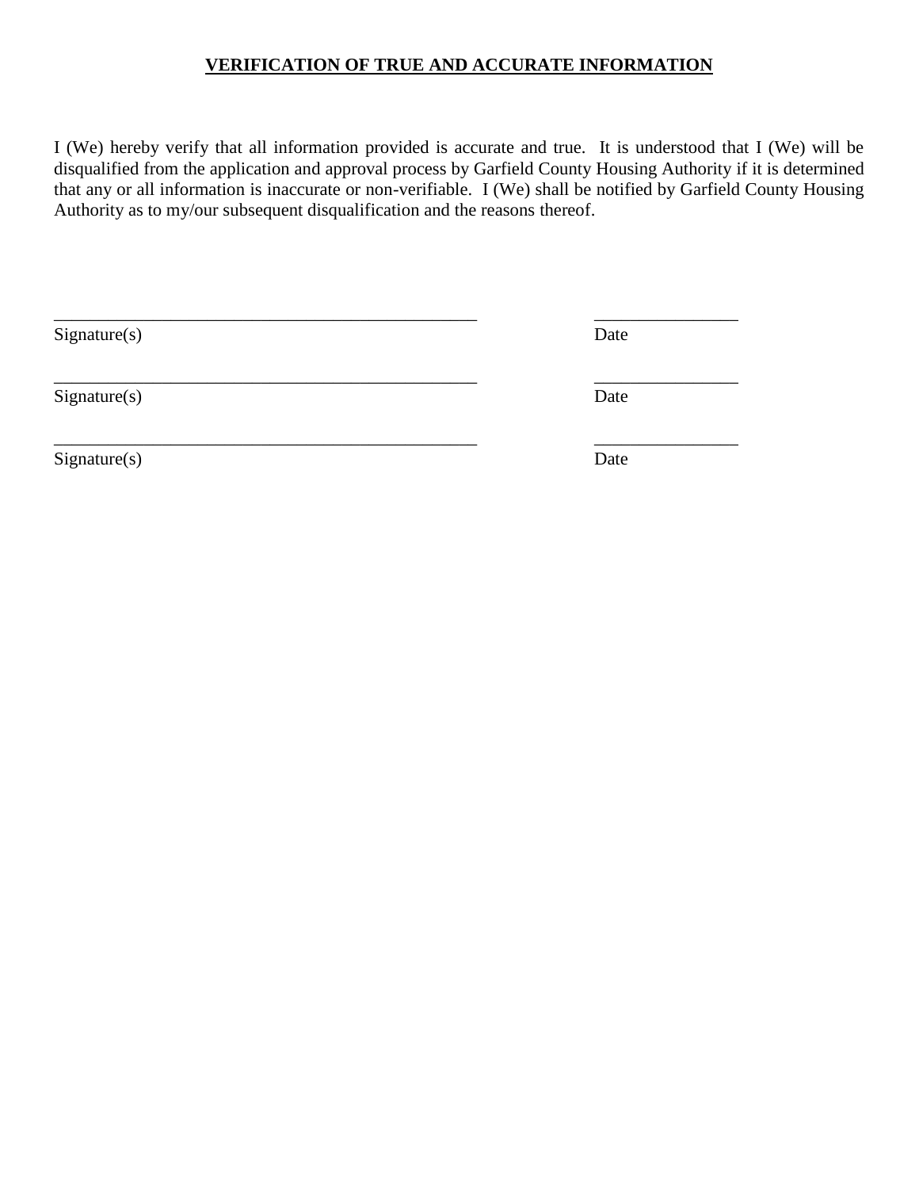**VERIFICATION OF TRUE AND ACCURATE INFORMATION**

I (We) hereby verify that all information provided is accurate and true. It is understood that I (We) will be disqualified from the application and approval process by Garfield County Housing Authority if it is determined that any or all information is inaccurate or non-verifiable. I (We) shall be notified by Garfield County Housing Authority as to my/our subsequent disqualification and the reasons thereof.

_______________________________________________ _______________

Signature(s) Date

_______________________________________________ _______________

Signature(s) Date

_______________________________________________ _______________

Signature(s) Date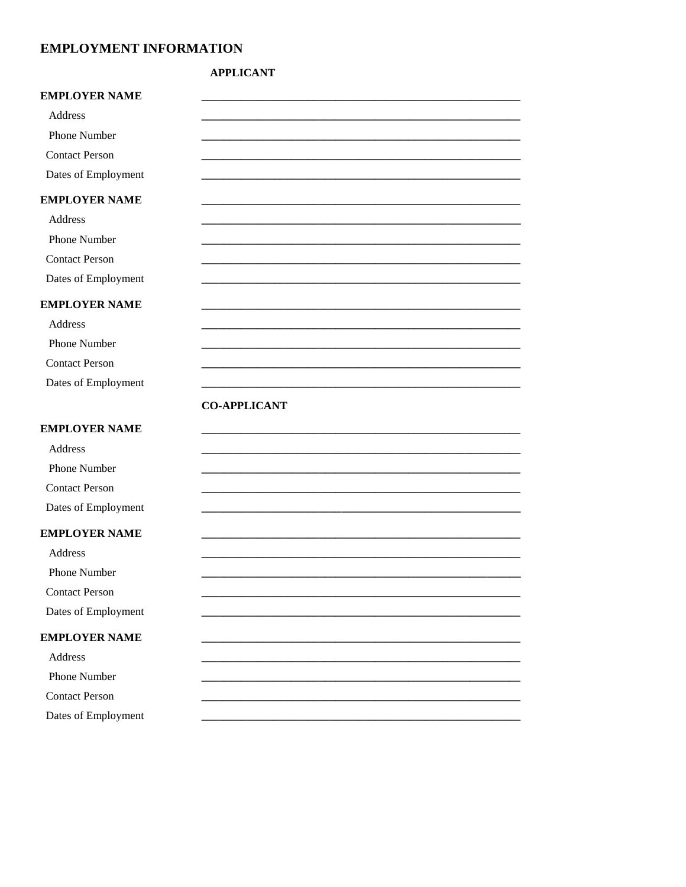# EMPLOYMENT INFORMATION

**APPLICANT**

**EMPLOYER NAME** _______________________________________________

Address _______________________________________________

Phone Number _______________________________________________

Contact Person _______________________________________________

Dates of Employment _______________________________________________

**EMPLOYER NAME** _______________________________________________

Address _______________________________________________

Phone Number _______________________________________________

Contact Person _______________________________________________

Dates of Employment _______________________________________________

**EMPLOYER NAME** _______________________________________________

Address _______________________________________________

Phone Number _______________________________________________

Contact Person _______________________________________________

Dates of Employment _______________________________________________

**CO-APPLICANT**

**EMPLOYER NAME** _______________________________________________

Address _______________________________________________

Phone Number _______________________________________________

Contact Person _______________________________________________

Dates of Employment _______________________________________________

**EMPLOYER NAME** _______________________________________________

Address _______________________________________________

Phone Number _______________________________________________

Contact Person _______________________________________________

Dates of Employment _______________________________________________

**EMPLOYER NAME** _______________________________________________

Address _______________________________________________

Phone Number _______________________________________________

Contact Person _______________________________________________

Dates of Employment _______________________________________________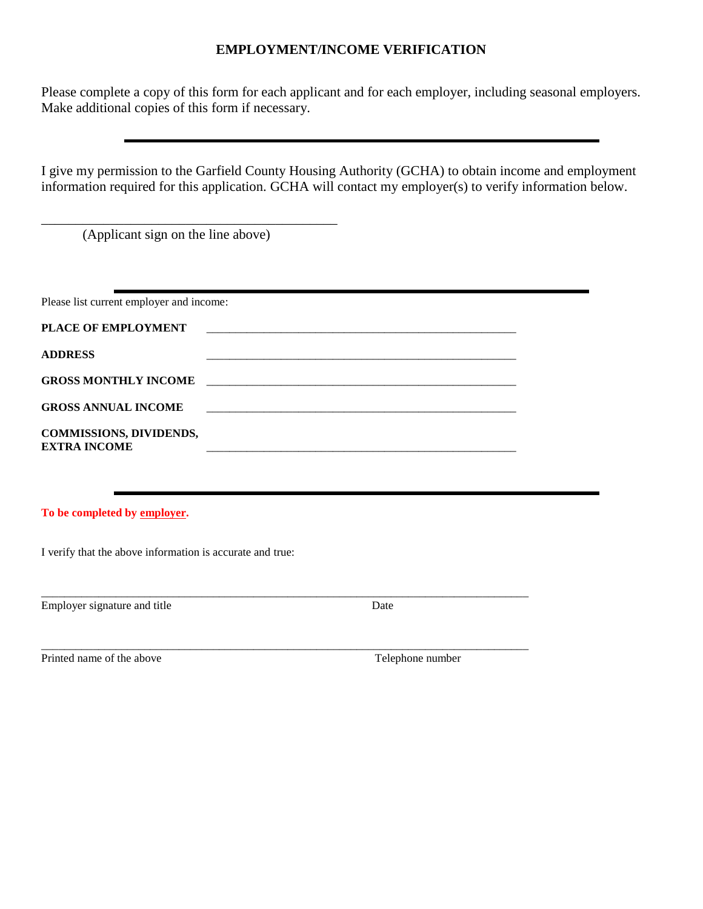# EMPLOYMENT/INCOME VERIFICATION

Please complete a copy of this form for each applicant and for each employer, including seasonal employers. Make additional copies of this form if necessary.

---

I give my permission to the Garfield County Housing Authority (GCHA) to obtain income and employment information required for this application. GCHA will contact my employer(s) to verify information below.

_____________________________________________

(Applicant sign on the line above)

---

Please list current employer and income:

**PLACE OF EMPLOYMENT** _____________________________________________

**ADDRESS** _____________________________________________

**GROSS MONTHLY INCOME** _____________________________________________

**GROSS ANNUAL INCOME** _____________________________________________

**COMMISSIONS, DIVIDENDS, EXTRA INCOME** _____________________________________________

---

**To be completed by employer.**

I verify that the above information is accurate and true:

_____________________________________________________________________________

Employer signature and title Date

_____________________________________________________________________________

Printed name of the above Telephone number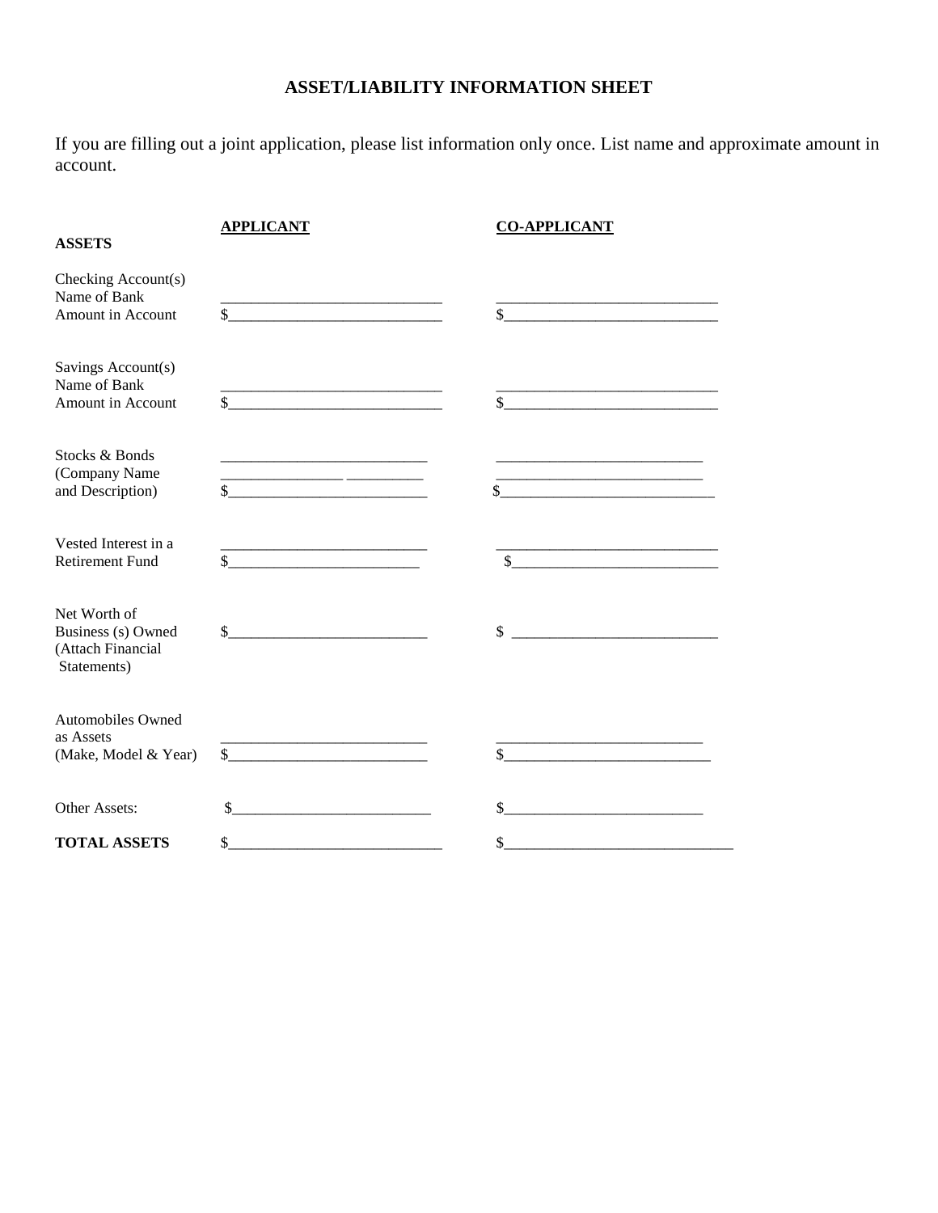# ASSET/LIABILITY INFORMATION SHEET

If you are filling out a joint application, please list information only once. List name and approximate amount in account.

| ASSETS | APPLICANT | CO-APPLICANT |
|---|---|---|
| Checking Account(s)<br>Name of Bank<br>Amount in Account | ____________________________<br>$____________________________ | ____________________________<br>$____________________________ |
| Savings Account(s)<br>Name of Bank<br>Amount in Account | ____________________________<br>$____________________________ | ____________________________<br>$____________________________ |
| Stocks & Bonds<br>(Company Name<br>and Description) | ____________________________<br>________________ __________<br>$__________________________ | ____________________________<br>____________________________<br>$____________________________ |
| Vested Interest in a<br>Retirement Fund | ____________________________<br>$_________________________ | ____________________________<br>$___________________________ |
| Net Worth of<br>Business (s) Owned<br>(Attach Financial<br>Statements) | $__________________________ | $ ___________________________ |
| Automobiles Owned<br>as Assets<br>(Make, Model & Year) | ____________________________<br>$__________________________ | ____________________________<br>$___________________________ |
| Other Assets: | $__________________________ | $__________________________ |
| **TOTAL ASSETS** | $____________________________ | $______________________________ |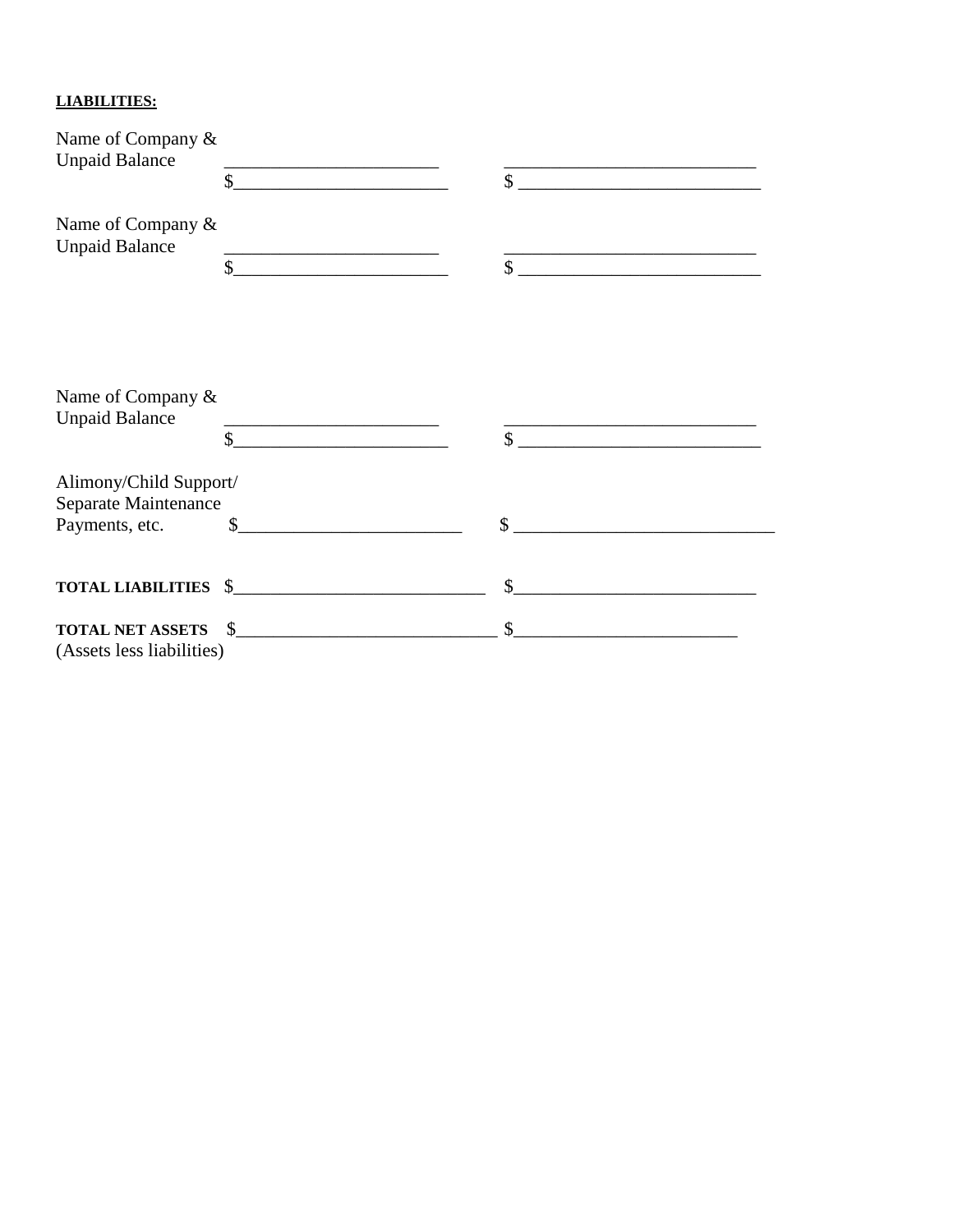**LIABILITIES:**

Name of Company &
Unpaid Balance ________________________ ____________________________
$________________________ $ ___________________________

Name of Company &
Unpaid Balance ________________________ ____________________________
$________________________ $ ___________________________

Name of Company &
Unpaid Balance ________________________ ____________________________
$________________________ $ ___________________________

Alimony/Child Support/
Separate Maintenance
Payments, etc. $________________________ $ ____________________________

**TOTAL LIABILITIES** $____________________________ $___________________________

**TOTAL NET ASSETS** $_____________________________ $_________________________
(Assets less liabilities)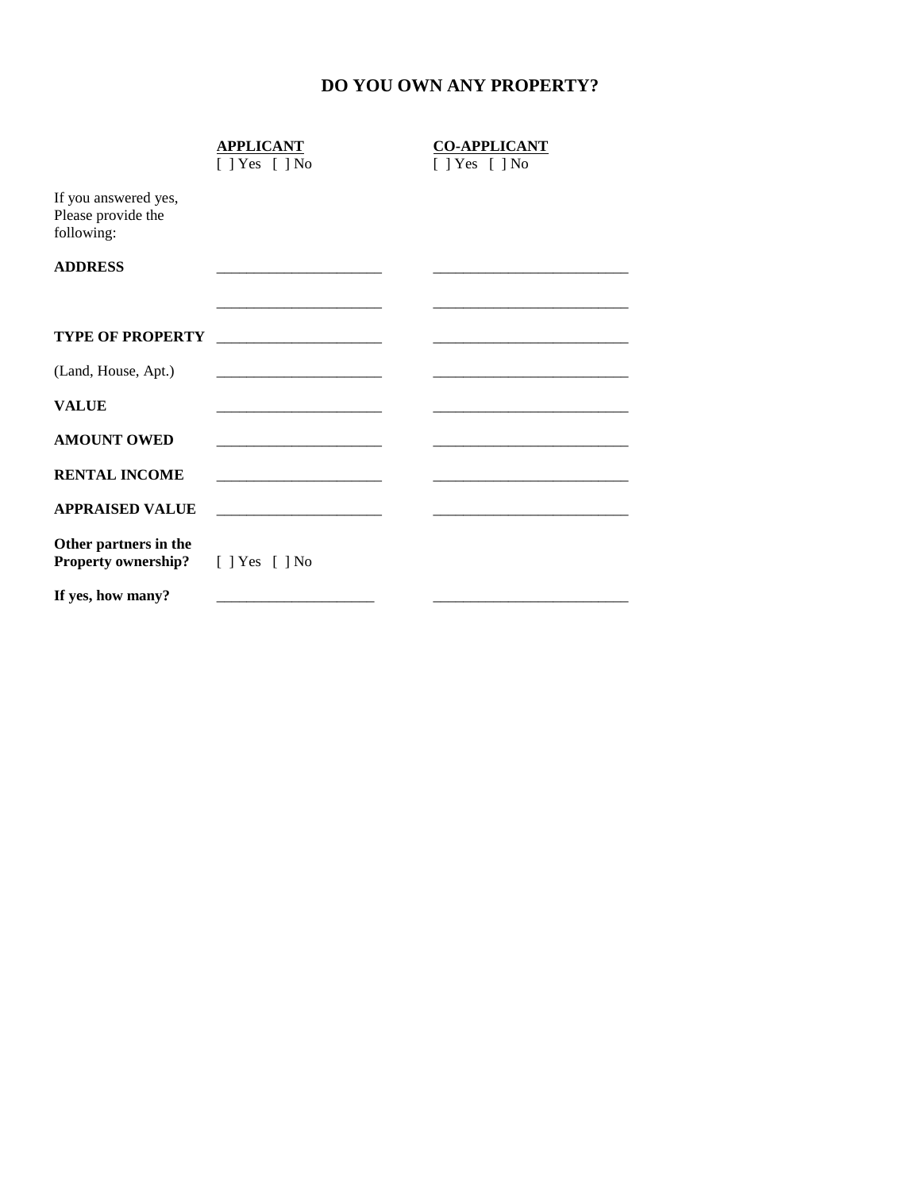# DO YOU OWN ANY PROPERTY?

| | **APPLICANT** | **CO-APPLICANT** |
|---|---|---|
| | [ ] Yes [ ] No | [ ] Yes [ ] No |
| If you answered yes, Please provide the following: | | |
| **ADDRESS** | ______________________ | __________________________ |
| | ______________________ | __________________________ |
| **TYPE OF PROPERTY** | ______________________ | __________________________ |
| (Land, House, Apt.) | ______________________ | __________________________ |
| **VALUE** | ______________________ | __________________________ |
| **AMOUNT OWED** | ______________________ | __________________________ |
| **RENTAL INCOME** | ______________________ | __________________________ |
| **APPRAISED VALUE** | ______________________ | __________________________ |
| **Other partners in the Property ownership?** | [ ] Yes [ ] No | |
| **If yes, how many?** | _____________________ | __________________________ |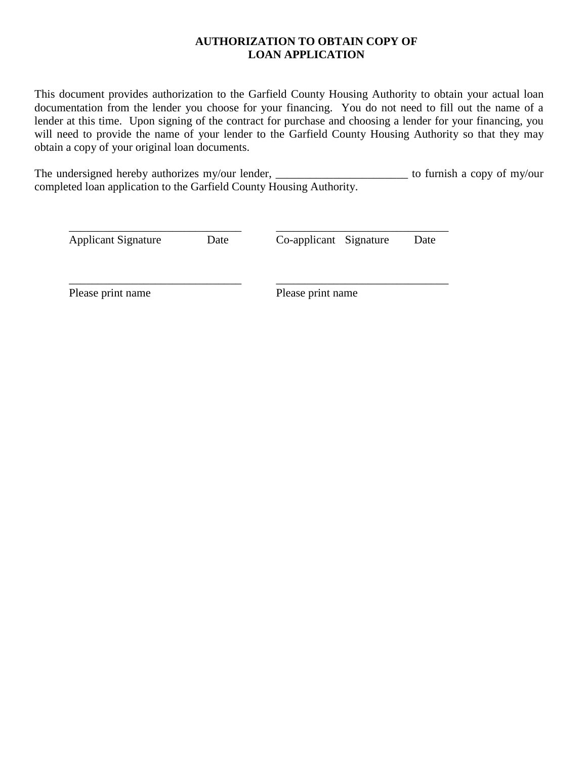# AUTHORIZATION TO OBTAIN COPY OF LOAN APPLICATION

This document provides authorization to the Garfield County Housing Authority to obtain your actual loan documentation from the lender you choose for your financing. You do not need to fill out the name of a lender at this time. Upon signing of the contract for purchase and choosing a lender for your financing, you will need to provide the name of your lender to the Garfield County Housing Authority so that they may obtain a copy of your original loan documents.

The undersigned hereby authorizes my/our lender, _______________________ to furnish a copy of my/our completed loan application to the Garfield County Housing Authority.

______________________________ ______________________________
Applicant Signature Date Co-applicant Signature Date

______________________________ ______________________________
Please print name Please print name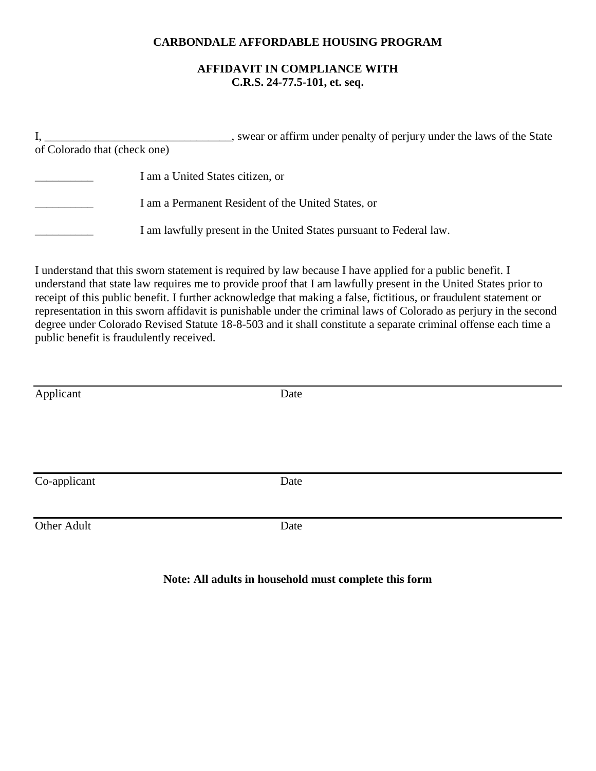**CARBONDALE AFFORDABLE HOUSING PROGRAM**

**AFFIDAVIT IN COMPLIANCE WITH C.R.S. 24-77.5-101, et. seq.**

I, ________________________________, swear or affirm under penalty of perjury under the laws of the State of Colorado that (check one)

__________ I am a United States citizen, or

__________ I am a Permanent Resident of the United States, or

__________ I am lawfully present in the United States pursuant to Federal law.

I understand that this sworn statement is required by law because I have applied for a public benefit. I understand that state law requires me to provide proof that I am lawfully present in the United States prior to receipt of this public benefit. I further acknowledge that making a false, fictitious, or fraudulent statement or representation in this sworn affidavit is punishable under the criminal laws of Colorado as perjury in the second degree under Colorado Revised Statute 18-8-503 and it shall constitute a separate criminal offense each time a public benefit is fraudulently received.

______________________________________________
Applicant Date

______________________________________________
Co-applicant Date

______________________________________________
Other Adult Date

**Note: All adults in household must complete this form**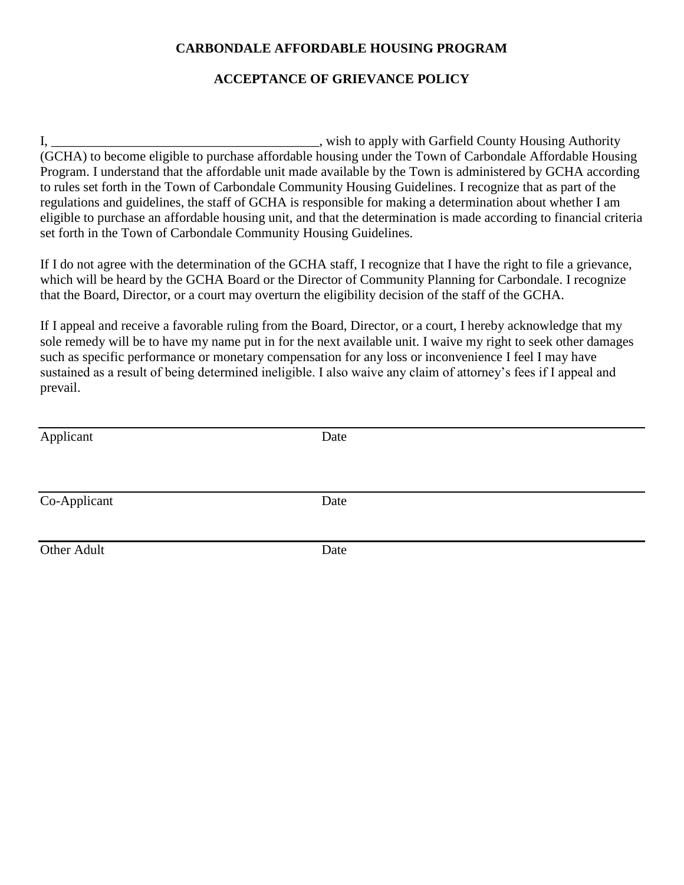**CARBONDALE AFFORDABLE HOUSING PROGRAM**

**ACCEPTANCE OF GRIEVANCE POLICY**

I, ________________________________________, wish to apply with Garfield County Housing Authority (GCHA) to become eligible to purchase affordable housing under the Town of Carbondale Affordable Housing Program. I understand that the affordable unit made available by the Town is administered by GCHA according to rules set forth in the Town of Carbondale Community Housing Guidelines. I recognize that as part of the regulations and guidelines, the staff of GCHA is responsible for making a determination about whether I am eligible to purchase an affordable housing unit, and that the determination is made according to financial criteria set forth in the Town of Carbondale Community Housing Guidelines.

If I do not agree with the determination of the GCHA staff, I recognize that I have the right to file a grievance, which will be heard by the GCHA Board or the Director of Community Planning for Carbondale. I recognize that the Board, Director, or a court may overturn the eligibility decision of the staff of the GCHA.

If I appeal and receive a favorable ruling from the Board, Director, or a court, I hereby acknowledge that my sole remedy will be to have my name put in for the next available unit. I waive my right to seek other damages such as specific performance or monetary compensation for any loss or inconvenience I feel I may have sustained as a result of being determined ineligible. I also waive any claim of attorney's fees if I appeal and prevail.

_______________________________________________________________

Applicant Date

_______________________________________________________________

Co-Applicant Date

_______________________________________________________________

Other Adult Date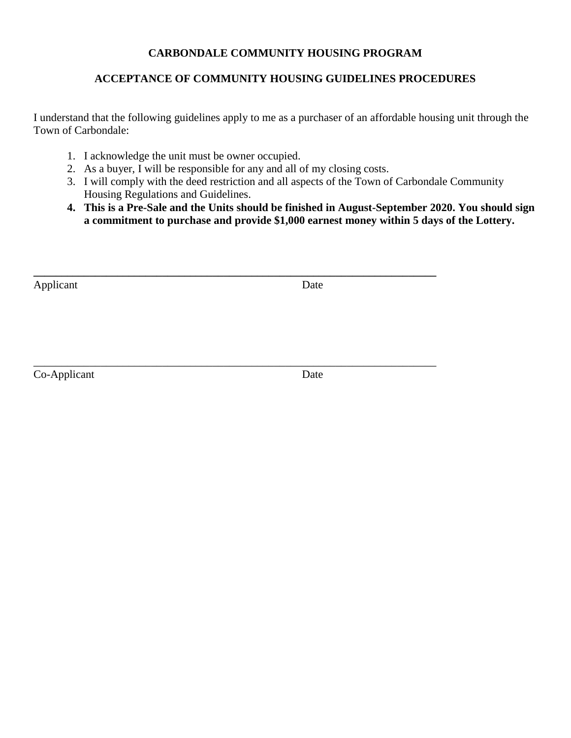**CARBONDALE COMMUNITY HOUSING PROGRAM**

**ACCEPTANCE OF COMMUNITY HOUSING GUIDELINES PROCEDURES**

I understand that the following guidelines apply to me as a purchaser of an affordable housing unit through the Town of Carbondale:

1. I acknowledge the unit must be owner occupied.
2. As a buyer, I will be responsible for any and all of my closing costs.
3. I will comply with the deed restriction and all aspects of the Town of Carbondale Community Housing Regulations and Guidelines.
4. **This is a Pre-Sale and the Units should be finished in August-September 2020. You should sign a commitment to purchase and provide $1,000 earnest money within 5 days of the Lottery.**

\_\_\_\_\_\_\_\_\_\_\_\_\_\_\_\_\_\_\_\_\_\_\_\_\_\_\_\_\_\_\_\_\_\_\_\_\_\_\_\_\_\_\_\_\_\_\_\_\_\_\_\_\_\_\_\_\_\_\_\_\_\_\_\_\_\_\_\_\_\_

Applicant Date

\_\_\_\_\_\_\_\_\_\_\_\_\_\_\_\_\_\_\_\_\_\_\_\_\_\_\_\_\_\_\_\_\_\_\_\_\_\_\_\_\_\_\_\_\_\_\_\_\_\_\_\_\_\_\_\_\_\_\_\_\_\_\_\_\_\_\_\_\_\_

Co-Applicant Date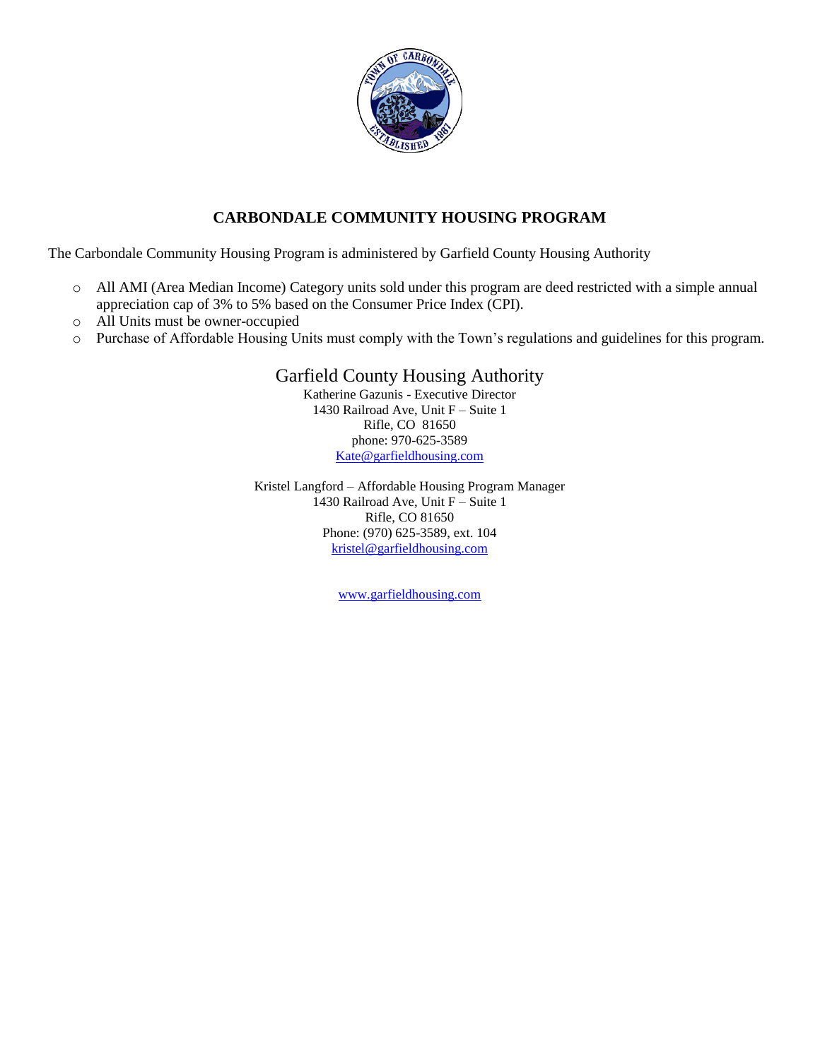# CARBONDALE COMMUNITY HOUSING PROGRAM

The Carbondale Community Housing Program is administered by Garfield County Housing Authority

- All AMI (Area Median Income) Category units sold under this program are deed restricted with a simple annual appreciation cap of 3% to 5% based on the Consumer Price Index (CPI).
- All Units must be owner-occupied
- Purchase of Affordable Housing Units must comply with the Town's regulations and guidelines for this program.

## Garfield County Housing Authority

Katherine Gazunis - Executive Director
1430 Railroad Ave, Unit F – Suite 1
Rifle, CO 81650
phone: 970-625-3589
Kate@garfieldhousing.com

Kristel Langford – Affordable Housing Program Manager
1430 Railroad Ave, Unit F – Suite 1
Rifle, CO 81650
Phone: (970) 625-3589, ext. 104
kristel@garfieldhousing.com

www.garfieldhousing.com